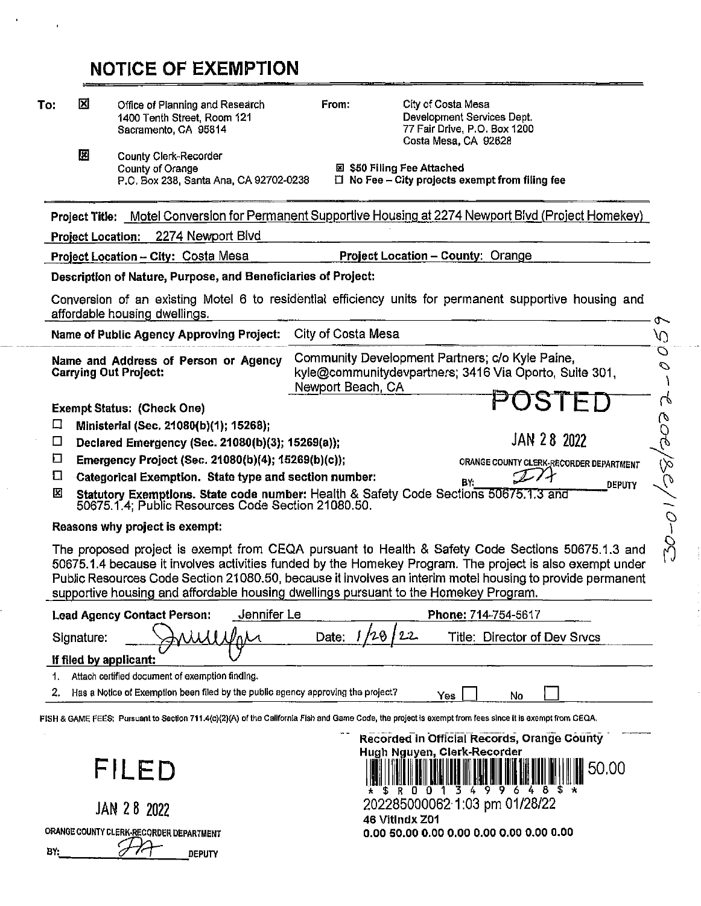# NOTICE OF EXEMPTION

**To:** ☒ Office of Planning and Research
1400 Tenth Street, Room 121
Sacramento, CA 95814

☒ County Clerk-Recorder
County of Orange
P.O. Box 238, Santa Ana, CA 92702-0238

**From:** City of Costa Mesa
Development Services Dept.
77 Fair Drive, P.O. Box 1200
Costa Mesa, CA 92628

☒ **$50 Filing Fee Attached**
☐ **No Fee – City projects exempt from filing fee**

**Project Title:** Motel Conversion for Permanent Supportive Housing at 2274 Newport Blvd (Project Homekey)

**Project Location:** 2274 Newport Blvd

**Project Location – City:** Costa Mesa **Project Location – County:** Orange

**Description of Nature, Purpose, and Beneficiaries of Project:**

Conversion of an existing Motel 6 to residential efficiency units for permanent supportive housing and affordable housing dwellings.

**Name of Public Agency Approving Project:** City of Costa Mesa

**Name and Address of Person or Agency Carrying Out Project:** Community Development Partners; c/o Kyle Paine, kyle@communitydevpartners; 3416 Via Oporto, Suite 301, Newport Beach, CA

POSTED
JAN 28 2022
ORANGE COUNTY CLERK-RECORDER DEPARTMENT
BY: _______ DEPUTY

30-01/28/2022-0059

**Exempt Status: (Check One)**

- ☐ **Ministerial (Sec. 21080(b)(1); 15268);**
- ☐ **Declared Emergency (Sec. 21080(b)(3); 15269(a));**
- ☐ **Emergency Project (Sec. 21080(b)(4); 15269(b)(c));**
- ☐ **Categorical Exemption. State type and section number:**
- ☒ **Statutory Exemptions. State code number:** Health & Safety Code Sections 50675.1.3 and 50675.1.4; Public Resources Code Section 21080.50.

**Reasons why project is exempt:**

The proposed project is exempt from CEQA pursuant to Health & Safety Code Sections 50675.1.3 and 50675.1.4 because it involves activities funded by the Homekey Program. The project is also exempt under Public Resources Code Section 21080.50, because it involves an interim motel housing to provide permanent supportive housing and affordable housing dwellings pursuant to the Homekey Program.

**Lead Agency Contact Person:** Jennifer Le **Phone:** 714-754-5617

Signature: _______ Date: 1/28/22 Title: Director of Dev Srvcs

**If filed by applicant:**

1. Attach certified document of exemption finding.
2. Has a Notice of Exemption been filed by the public agency approving the project? Yes ☐ No ☐

FISH & GAME FEES: Pursuant to Section 711.4(c)(2)(A) of the California Fish and Game Code, the project is exempt from fees since it is exempt from CEQA.

FILED
JAN 28 2022
ORANGE COUNTY CLERK-RECORDER DEPARTMENT
BY: _______ DEPUTY

Recorded in Official Records, Orange County
Hugh Nguyen, Clerk-Recorder
50.00
* $ R 0 0 1 3 4 9 9 6 4 8 $ *
202285000062 1:03 pm 01/28/22
46 VitIndx Z01
0.00 50.00 0.00 0.00 0.00 0.00 0.00 0.00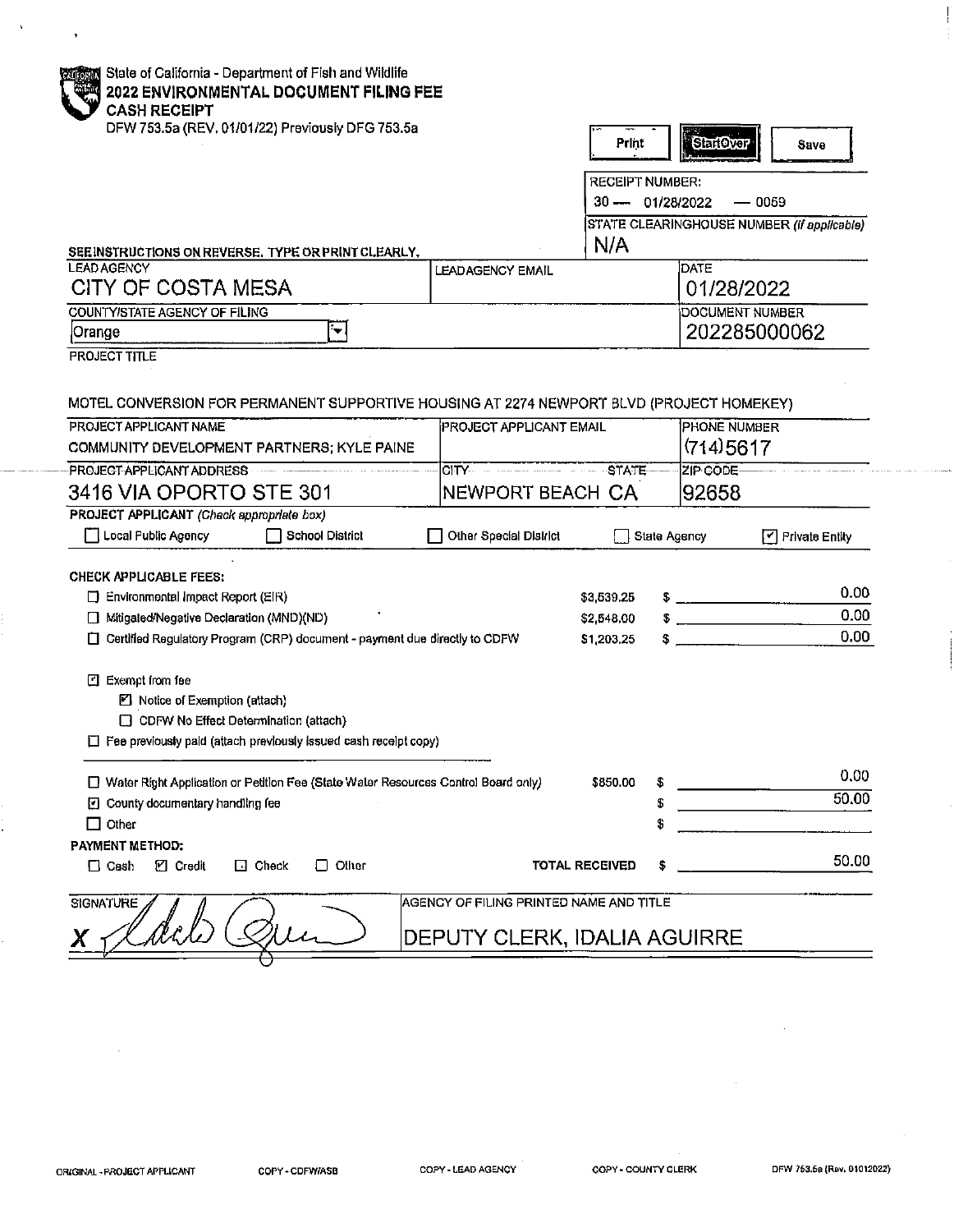State of California - Department of Fish and Wildlife
**2022 ENVIRONMENTAL DOCUMENT FILING FEE**
**CASH RECEIPT**
DFW 753.5a (REV. 01/01/22) Previously DFG 753.5a

Print | StartOver | Save

RECEIPT NUMBER:
30 — 01/28/2022 — 0059

STATE CLEARINGHOUSE NUMBER (if applicable)
N/A

SEE INSTRUCTIONS ON REVERSE. TYPE OR PRINT CLEARLY.

| LEAD AGENCY | LEAD AGENCY EMAIL | DATE |
|---|---|---|
| CITY OF COSTA MESA | | 01/28/2022 |
| COUNTY/STATE AGENCY OF FILING | | DOCUMENT NUMBER |
| Orange | | 202285000062 |

PROJECT TITLE

MOTEL CONVERSION FOR PERMANENT SUPPORTIVE HOUSING AT 2274 NEWPORT BLVD (PROJECT HOMEKEY)

| PROJECT APPLICANT NAME | PROJECT APPLICANT EMAIL | | PHONE NUMBER |
|---|---|---|---|
| COMMUNITY DEVELOPMENT PARTNERS; KYLE PAINE | | | (714)5617 |
| PROJECT APPLICANT ADDRESS | CITY | STATE | ZIP CODE |
| 3416 VIA OPORTO STE 301 | NEWPORT BEACH | CA | 92658 |

PROJECT APPLICANT (Check appropriate box)

☐ Local Public Agency ☐ School District ☐ Other Special District ☐ State Agency ☑ Private Entity

**CHECK APPLICABLE FEES:**

| | | |
|---|---|---|
| ☐ Environmental Impact Report (EIR) | $3,539.25 | $ 0.00 |
| ☐ Mitigated/Negative Declaration (MND)(ND) | $2,548.00 | $ 0.00 |
| ☐ Certified Regulatory Program (CRP) document - payment due directly to CDFW | $1,203.25 | $ 0.00 |

☑ Exempt from fee
- ☑ Notice of Exemption (attach)
- ☐ CDFW No Effect Determination (attach)

☐ Fee previously paid (attach previously issued cash receipt copy)

| | | |
|---|---|---|
| ☐ Water Right Application or Petition Fee (State Water Resources Control Board only) | $850.00 | $ 0.00 |
| ☑ County documentary handling fee | | $ 50.00 |
| ☐ Other | | $ |

**PAYMENT METHOD:**

☐ Cash ☑ Credit ☐ Check ☐ Other

TOTAL RECEIVED $ 50.00

| SIGNATURE | AGENCY OF FILING PRINTED NAME AND TITLE |
|---|---|
| X (signature) | DEPUTY CLERK, IDALIA AGUIRRE |

ORIGINAL - PROJECT APPLICANT   COPY - CDFW/ASB   COPY - LEAD AGENCY   COPY - COUNTY CLERK   DFW 753.5a (Rev. 01012022)